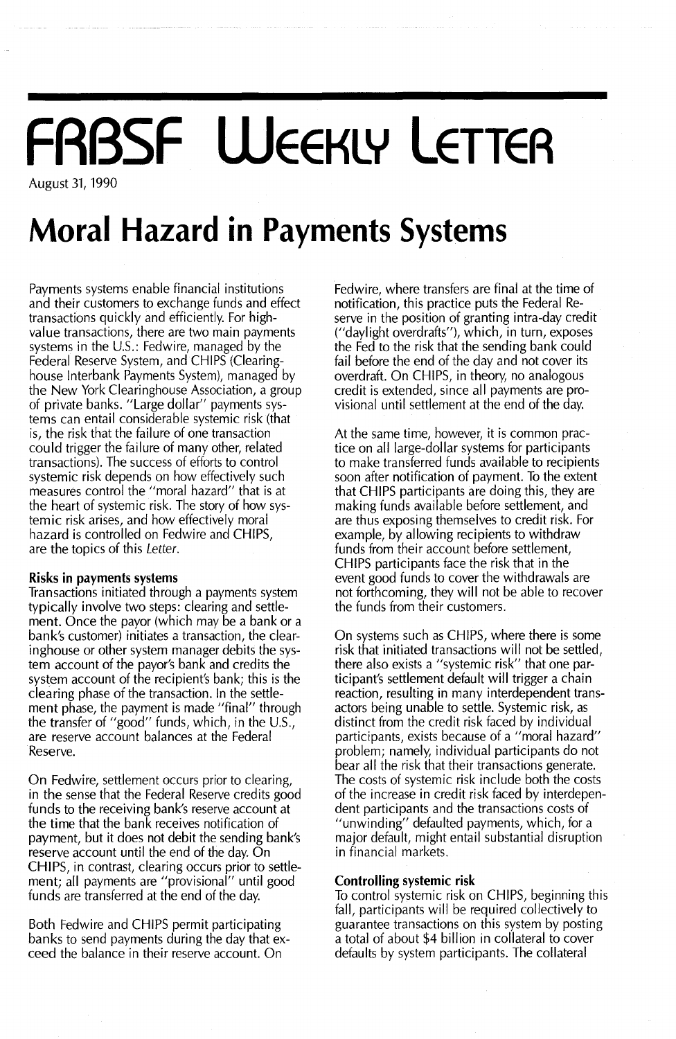# FRBSF Weekly Letter

August 31, 1990

# Moral Hazard in Payments Systems

Payments systems enable financial institutions and their customers to exchange funds and effect transactions quickly and efficiently. For high-value transactions, there are two main payments systems in the U.S.: Fedwire, managed by the Federal Reserve System, and CHIPS (Clearinghouse Interbank Payments System), managed by the New York Clearinghouse Association, a group of private banks. "Large dollar" payments systems can entail considerable systemic risk (that is, the risk that the failure of one transaction could trigger the failure of many other, related transactions). The success of efforts to control systemic risk depends on how effectively such measures control the "moral hazard" that is at the heart of systemic risk. The story of how systemic risk arises, and how effectively moral hazard is controlled on Fedwire and CHIPS, are the topics of this *Letter*.

## Risks in payments systems

Transactions initiated through a payments system typically involve two steps: clearing and settlement. Once the payor (which may be a bank or a bank's customer) initiates a transaction, the clearinghouse or other system manager debits the system account of the payor's bank and credits the system account of the recipient's bank; this is the clearing phase of the transaction. In the settlement phase, the payment is made "final" through the transfer of "good" funds, which, in the U.S., are reserve account balances at the Federal Reserve.

On Fedwire, settlement occurs prior to clearing, in the sense that the Federal Reserve credits good funds to the receiving bank's reserve account at the time that the bank receives notification of payment, but it does not debit the sending bank's reserve account until the end of the day. On CHIPS, in contrast, clearing occurs prior to settlement; all payments are "provisional" until good funds are transferred at the end of the day.

Both Fedwire and CHIPS permit participating banks to send payments during the day that exceed the balance in their reserve account. On Fedwire, where transfers are final at the time of notification, this practice puts the Federal Reserve in the position of granting intra-day credit ("daylight overdrafts"), which, in turn, exposes the Fed to the risk that the sending bank could fail before the end of the day and not cover its overdraft. On CHIPS, in theory, no analogous credit is extended, since all payments are provisional until settlement at the end of the day.

At the same time, however, it is common practice on all large-dollar systems for participants to make transferred funds available to recipients soon after notification of payment. To the extent that CHIPS participants are doing this, they are making funds available before settlement, and are thus exposing themselves to credit risk. For example, by allowing recipients to withdraw funds from their account before settlement, CHIPS participants face the risk that in the event good funds to cover the withdrawals are not forthcoming, they will not be able to recover the funds from their customers.

On systems such as CHIPS, where there is some risk that initiated transactions will not be settled, there also exists a "systemic risk" that one participant's settlement default will trigger a chain reaction, resulting in many interdependent transactors being unable to settle. Systemic risk, as distinct from the credit risk faced by individual participants, exists because of a "moral hazard" problem; namely, individual participants do not bear all the risk that their transactions generate. The costs of systemic risk include both the costs of the increase in credit risk faced by interdependent participants and the transactions costs of "unwinding" defaulted payments, which, for a major default, might entail substantial disruption in financial markets.

## Controlling systemic risk

To control systemic risk on CHIPS, beginning this fall, participants will be required collectively to guarantee transactions on this system by posting a total of about $4 billion in collateral to cover defaults by system participants. The collateral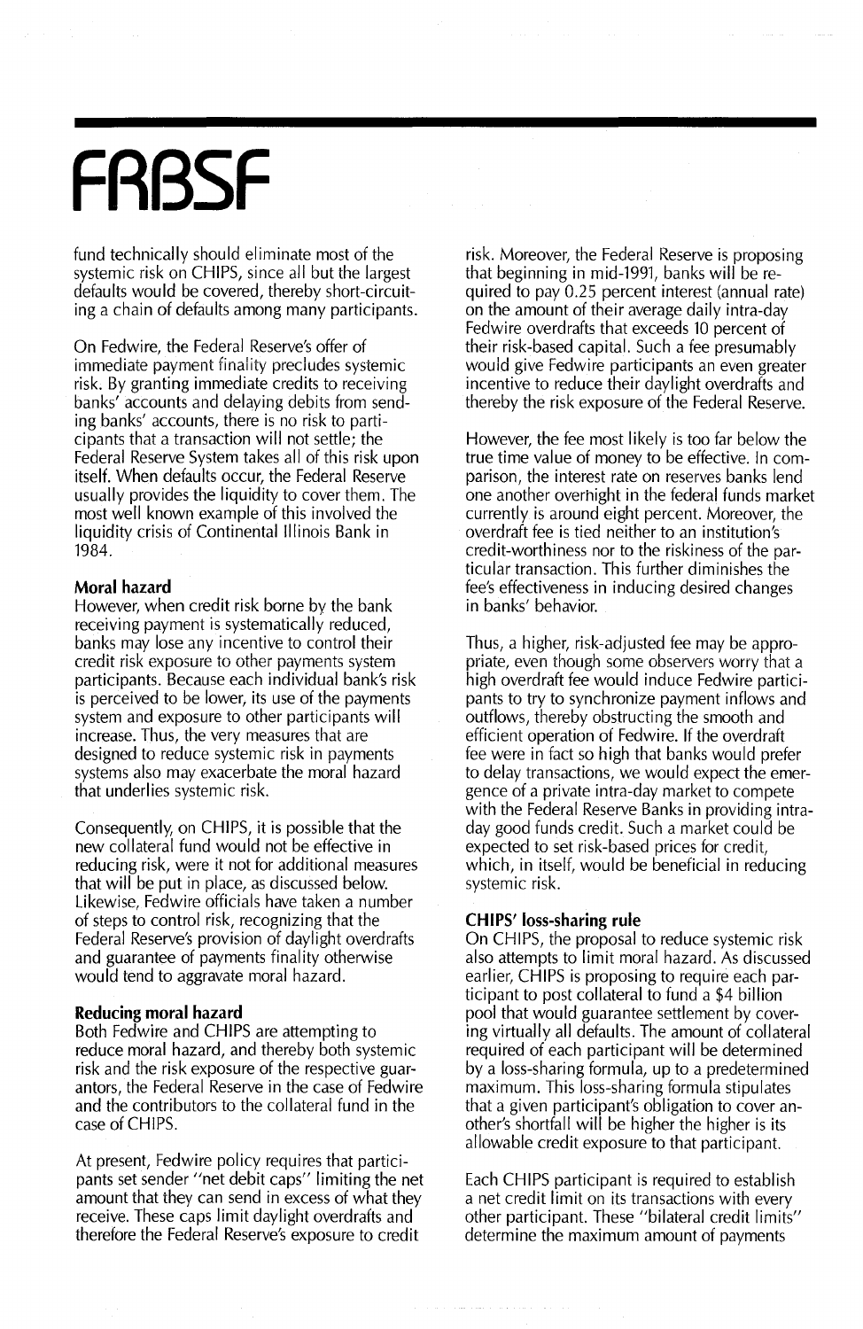fund technically should eliminate most of the systemic risk on CHIPS, since all but the largest defaults would be covered, thereby short-circuiting a chain of defaults among many participants.

On Fedwire, the Federal Reserve's offer of immediate payment finality precludes systemic risk. By granting immediate credits to receiving banks' accounts and delaying debits from sending banks' accounts, there is no risk to participants that a transaction will not settle; the Federal Reserve System takes all of this risk upon itself. When defaults occur, the Federal Reserve usually provides the liquidity to cover them. The most well known example of this involved the liquidity crisis of Continental Illinois Bank in 1984.

### Moral hazard

However, when credit risk borne by the bank receiving payment is systematically reduced, banks may lose any incentive to control their credit risk exposure to other payments system participants. Because each individual bank's risk is perceived to be lower, its use of the payments system and exposure to other participants will increase. Thus, the very measures that are designed to reduce systemic risk in payments systems also may exacerbate the moral hazard that underlies systemic risk.

Consequently, on CHIPS, it is possible that the new collateral fund would not be effective in reducing risk, were it not for additional measures that will be put in place, as discussed below. Likewise, Fedwire officials have taken a number of steps to control risk, recognizing that the Federal Reserve's provision of daylight overdrafts and guarantee of payments finality otherwise would tend to aggravate moral hazard.

### Reducing moral hazard

Both Fedwire and CHIPS are attempting to reduce moral hazard, and thereby both systemic risk and the risk exposure of the respective guarantors, the Federal Reserve in the case of Fedwire and the contributors to the collateral fund in the case of CHIPS.

At present, Fedwire policy requires that participants set sender "net debit caps" limiting the net amount that they can send in excess of what they receive. These caps limit daylight overdrafts and therefore the Federal Reserve's exposure to credit risk. Moreover, the Federal Reserve is proposing that beginning in mid-1991, banks will be required to pay 0.25 percent interest (annual rate) on the amount of their average daily intra-day Fedwire overdrafts that exceeds 10 percent of their risk-based capital. Such a fee presumably would give Fedwire participants an even greater incentive to reduce their daylight overdrafts and thereby the risk exposure of the Federal Reserve.

However, the fee most likely is too far below the true time value of money to be effective. In comparison, the interest rate on reserves banks lend one another overnight in the federal funds market currently is around eight percent. Moreover, the overdraft fee is tied neither to an institution's credit-worthiness nor to the riskiness of the particular transaction. This further diminishes the fee's effectiveness in inducing desired changes in banks' behavior.

Thus, a higher, risk-adjusted fee may be appropriate, even though some observers worry that a high overdraft fee would induce Fedwire participants to try to synchronize payment inflows and outflows, thereby obstructing the smooth and efficient operation of Fedwire. If the overdraft fee were in fact so high that banks would prefer to delay transactions, we would expect the emergence of a private intra-day market to compete with the Federal Reserve Banks in providing intra-day good funds credit. Such a market could be expected to set risk-based prices for credit, which, in itself, would be beneficial in reducing systemic risk.

### CHIPS' loss-sharing rule

On CHIPS, the proposal to reduce systemic risk also attempts to limit moral hazard. As discussed earlier, CHIPS is proposing to require each participant to post collateral to fund a $4 billion pool that would guarantee settlement by covering virtually all defaults. The amount of collateral required of each participant will be determined by a loss-sharing formula, up to a predetermined maximum. This loss-sharing formula stipulates that a given participant's obligation to cover another's shortfall will be higher the higher is its allowable credit exposure to that participant.

Each CHIPS participant is required to establish a net credit limit on its transactions with every other participant. These "bilateral credit limits" determine the maximum amount of payments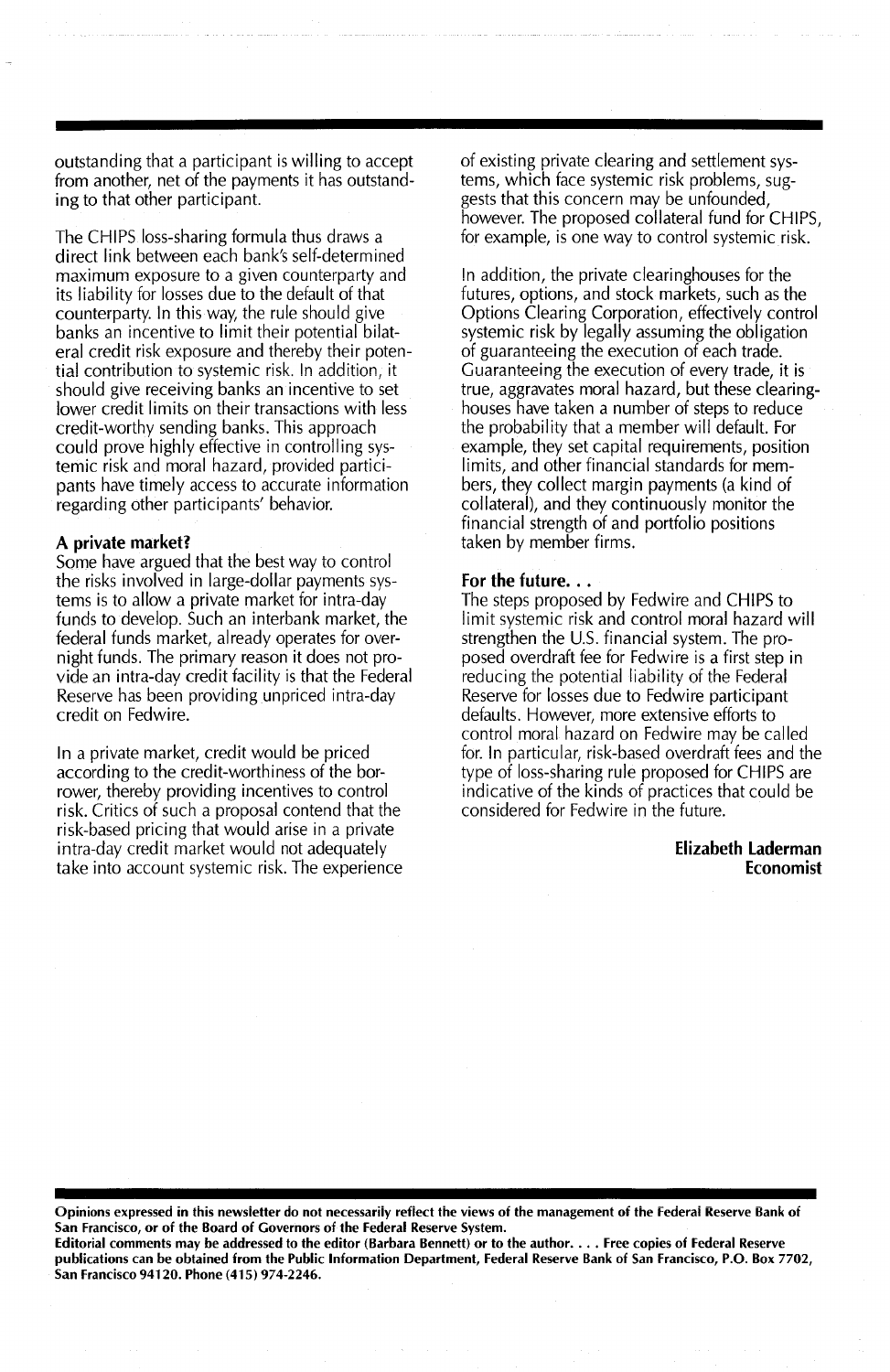outstanding that a participant is willing to accept from another, net of the payments it has outstanding to that other participant.

The CHIPS loss-sharing formula thus draws a direct link between each bank's self-determined maximum exposure to a given counterparty and its liability for losses due to the default of that counterparty. In this way, the rule should give banks an incentive to limit their potential bilateral credit risk exposure and thereby their potential contribution to systemic risk. In addition, it should give receiving banks an incentive to set lower credit limits on their transactions with less credit-worthy sending banks. This approach could prove highly effective in controlling systemic risk and moral hazard, provided participants have timely access to accurate information regarding other participants' behavior.

**A private market?**

Some have argued that the best way to control the risks involved in large-dollar payments systems is to allow a private market for intra-day funds to develop. Such an interbank market, the federal funds market, already operates for overnight funds. The primary reason it does not provide an intra-day credit facility is that the Federal Reserve has been providing unpriced intra-day credit on Fedwire.

In a private market, credit would be priced according to the credit-worthiness of the borrower, thereby providing incentives to control risk. Critics of such a proposal contend that the risk-based pricing that would arise in a private intra-day credit market would not adequately take into account systemic risk. The experience of existing private clearing and settlement systems, which face systemic risk problems, suggests that this concern may be unfounded, however. The proposed collateral fund for CHIPS, for example, is one way to control systemic risk.

In addition, the private clearinghouses for the futures, options, and stock markets, such as the Options Clearing Corporation, effectively control systemic risk by legally assuming the obligation of guaranteeing the execution of each trade. Guaranteeing the execution of every trade, it is true, aggravates moral hazard, but these clearinghouses have taken a number of steps to reduce the probability that a member will default. For example, they set capital requirements, position limits, and other financial standards for members, they collect margin payments (a kind of collateral), and they continuously monitor the financial strength of and portfolio positions taken by member firms.

**For the future. . .**

The steps proposed by Fedwire and CHIPS to limit systemic risk and control moral hazard will strengthen the U.S. financial system. The proposed overdraft fee for Fedwire is a first step in reducing the potential liability of the Federal Reserve for losses due to Fedwire participant defaults. However, more extensive efforts to control moral hazard on Fedwire may be called for. In particular, risk-based overdraft fees and the type of loss-sharing rule proposed for CHIPS are indicative of the kinds of practices that could be considered for Fedwire in the future.

**Elizabeth Laderman**
**Economist**

**Opinions expressed in this newsletter do not necessarily reflect the views of the management of the Federal Reserve Bank of San Francisco, or of the Board of Governors of the Federal Reserve System.**

**Editorial comments may be addressed to the editor (Barbara Bennett) or to the author. . . . Free copies of Federal Reserve publications can be obtained from the Public Information Department, Federal Reserve Bank of San Francisco, P.O. Box 7702, San Francisco 94120. Phone (415) 974-2246.**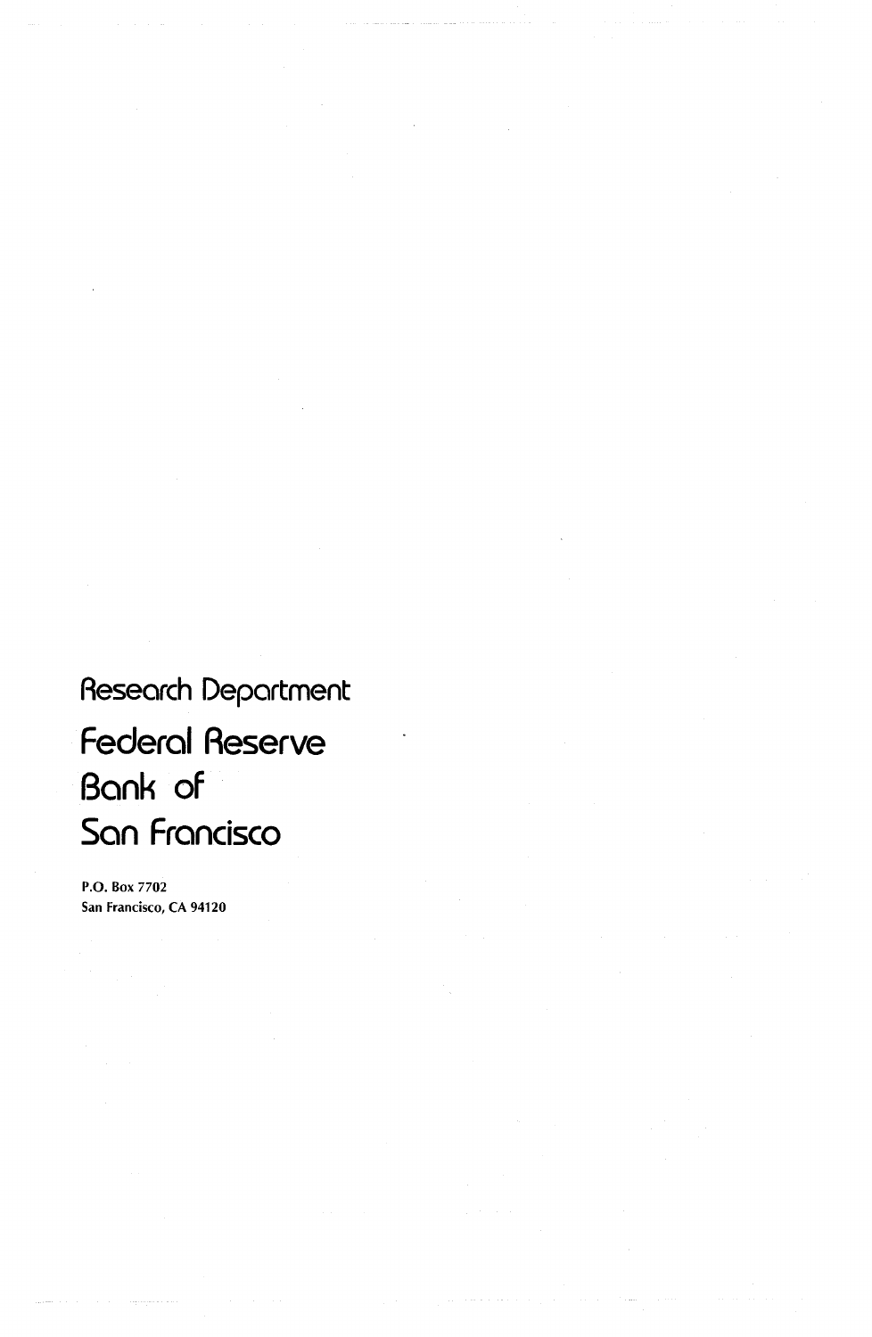Research Department

**Federal Reserve Bank of San Francisco**

P.O. Box 7702
San Francisco, CA 94120